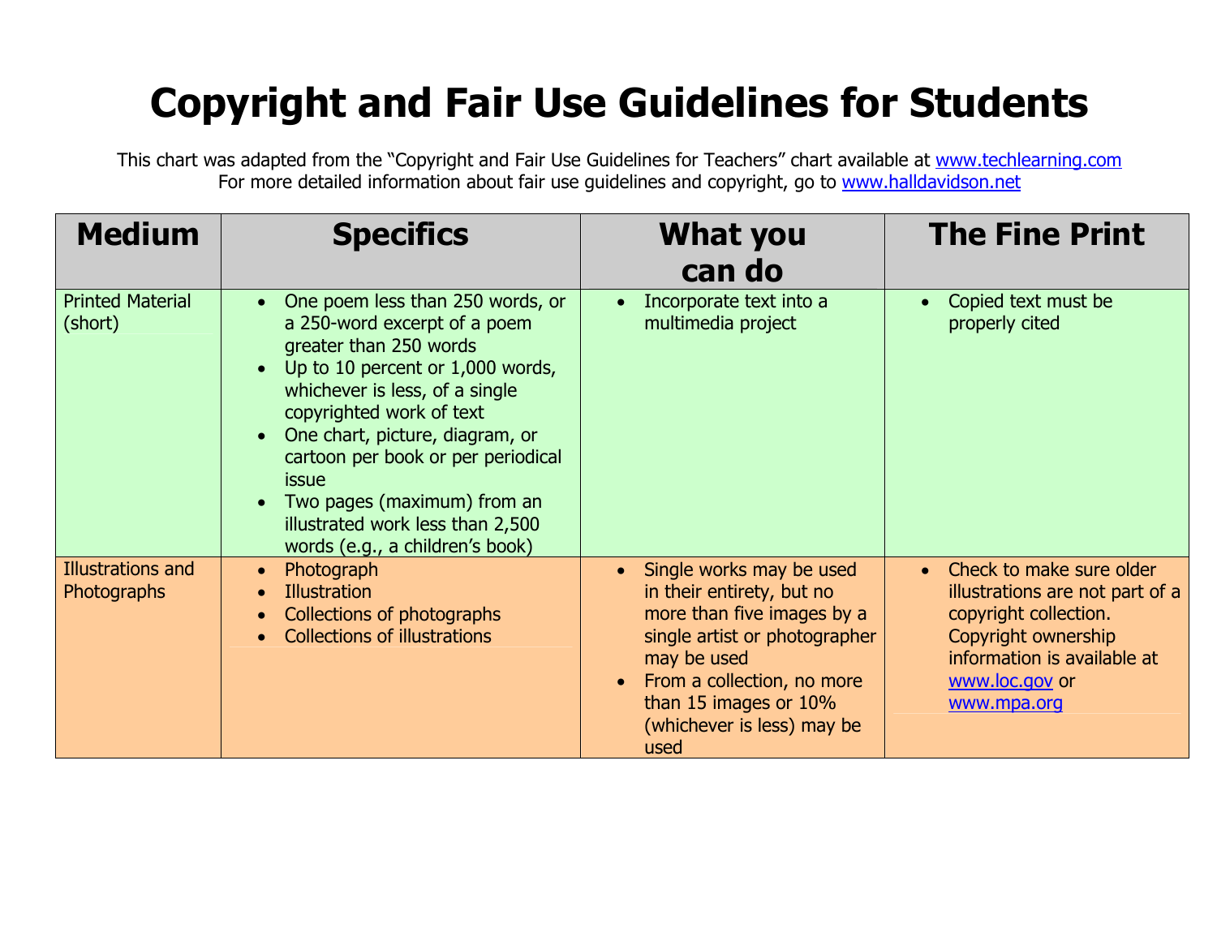# Copyright and Fair Use Guidelines for Students

This chart was adapted from the "Copyright and Fair Use Guidelines for Teachers" chart available at www.techlearning.com
For more detailed information about fair use guidelines and copyright, go to www.halldavidson.net

| Medium | Specifics | What you can do | The Fine Print |
|---|---|---|---|
| Printed Material (short) | • One poem less than 250 words, or a 250-word excerpt of a poem greater than 250 words<br>• Up to 10 percent or 1,000 words, whichever is less, of a single copyrighted work of text<br>• One chart, picture, diagram, or cartoon per book or per periodical issue<br>• Two pages (maximum) from an illustrated work less than 2,500 words (e.g., a children's book) | • Incorporate text into a multimedia project | • Copied text must be properly cited |
| Illustrations and Photographs | • Photograph<br>• Illustration<br>• Collections of photographs<br>• Collections of illustrations | • Single works may be used in their entirety, but no more than five images by a single artist or photographer may be used<br>• From a collection, no more than 15 images or 10% (whichever is less) may be used | • Check to make sure older illustrations are not part of a copyright collection. Copyright ownership information is available at www.loc.gov or www.mpa.org |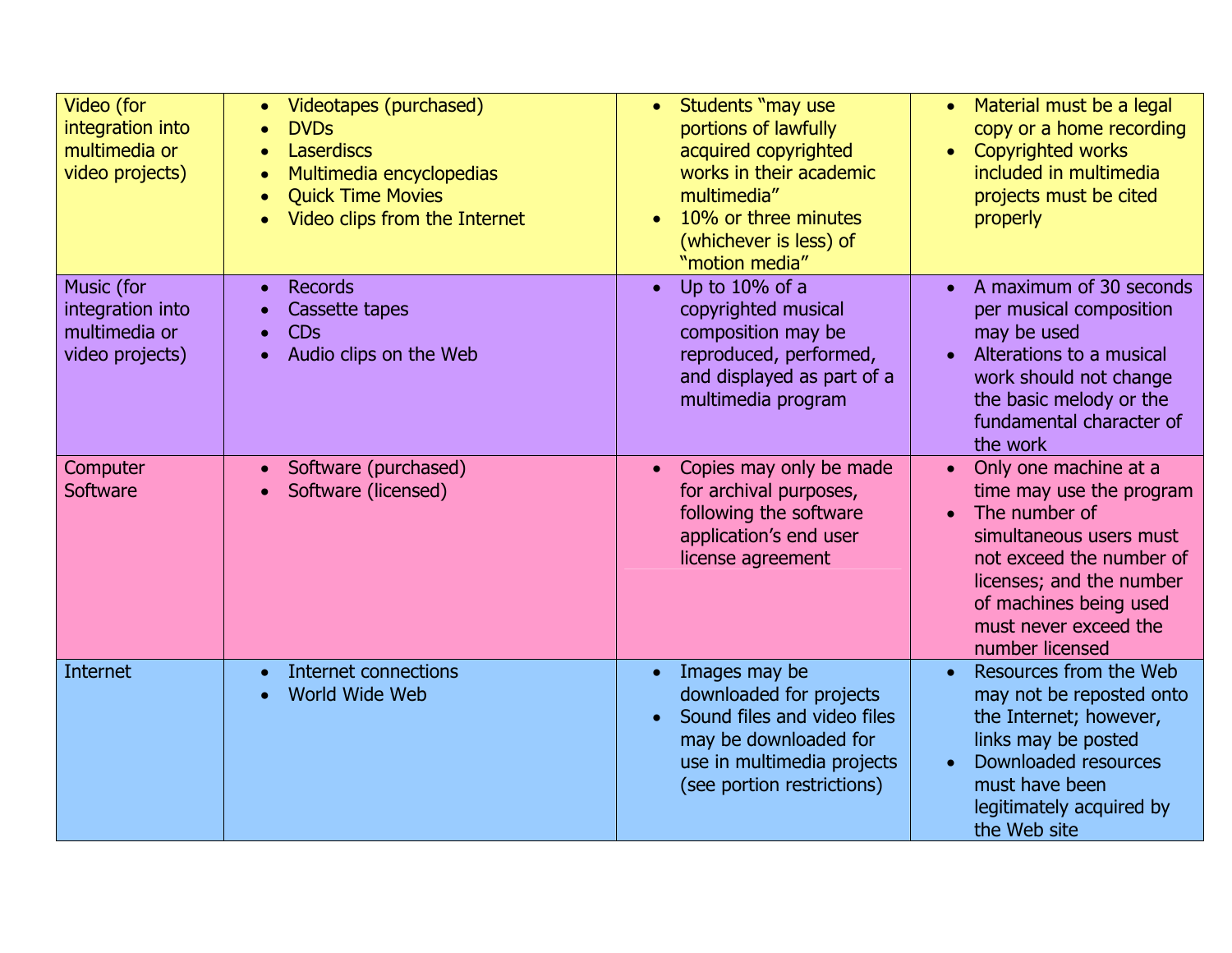| | | | |
|---|---|---|---|
| Video (for integration into multimedia or video projects) | • Videotapes (purchased)<br>• DVDs<br>• Laserdiscs<br>• Multimedia encyclopedias<br>• Quick Time Movies<br>• Video clips from the Internet | • Students "may use portions of lawfully acquired copyrighted works in their academic multimedia"<br>• 10% or three minutes (whichever is less) of "motion media" | • Material must be a legal copy or a home recording<br>• Copyrighted works included in multimedia projects must be cited properly |
| Music (for integration into multimedia or video projects) | • Records<br>• Cassette tapes<br>• CDs<br>• Audio clips on the Web | • Up to 10% of a copyrighted musical composition may be reproduced, performed, and displayed as part of a multimedia program | • A maximum of 30 seconds per musical composition may be used<br>• Alterations to a musical work should not change the basic melody or the fundamental character of the work |
| Computer Software | • Software (purchased)<br>• Software (licensed) | • Copies may only be made for archival purposes, following the software application's end user license agreement | • Only one machine at a time may use the program<br>• The number of simultaneous users must not exceed the number of licenses; and the number of machines being used must never exceed the number licensed |
| Internet | • Internet connections<br>• World Wide Web | • Images may be downloaded for projects<br>• Sound files and video files may be downloaded for use in multimedia projects (see portion restrictions) | • Resources from the Web may not be reposted onto the Internet; however, links may be posted<br>• Downloaded resources must have been legitimately acquired by the Web site |